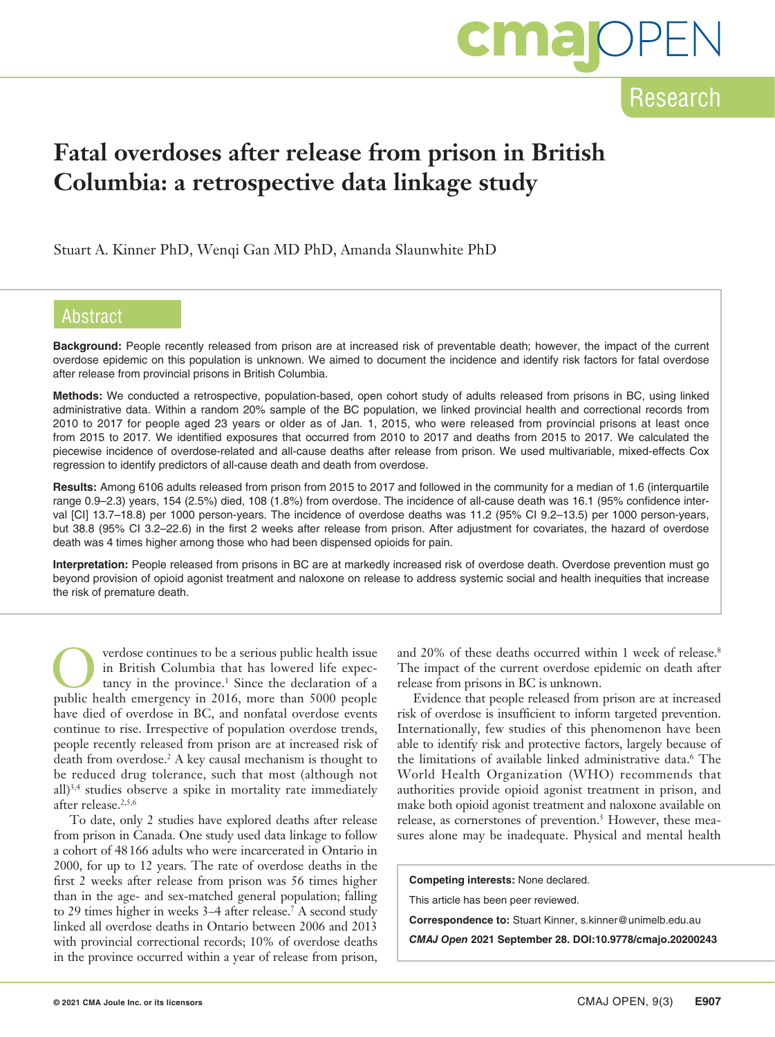Research

# Fatal overdoses after release from prison in British Columbia: a retrospective data linkage study

Stuart A. Kinner PhD, Wenqi Gan MD PhD, Amanda Slaunwhite PhD

## Abstract

**Background:** People recently released from prison are at increased risk of preventable death; however, the impact of the current overdose epidemic on this population is unknown. We aimed to document the incidence and identify risk factors for fatal overdose after release from provincial prisons in British Columbia.

**Methods:** We conducted a retrospective, population-based, open cohort study of adults released from prisons in BC, using linked administrative data. Within a random 20% sample of the BC population, we linked provincial health and correctional records from 2010 to 2017 for people aged 23 years or older as of Jan. 1, 2015, who were released from provincial prisons at least once from 2015 to 2017. We identified exposures that occurred from 2010 to 2017 and deaths from 2015 to 2017. We calculated the piecewise incidence of overdose-related and all-cause deaths after release from prison. We used multivariable, mixed-effects Cox regression to identify predictors of all-cause death and death from overdose.

**Results:** Among 6106 adults released from prison from 2015 to 2017 and followed in the community for a median of 1.6 (interquartile range 0.9–2.3) years, 154 (2.5%) died, 108 (1.8%) from overdose. The incidence of all-cause death was 16.1 (95% confidence interval [CI] 13.7–18.8) per 1000 person-years. The incidence of overdose deaths was 11.2 (95% CI 9.2–13.5) per 1000 person-years, but 38.8 (95% CI 3.2–22.6) in the first 2 weeks after release from prison. After adjustment for covariates, the hazard of overdose death was 4 times higher among those who had been dispensed opioids for pain.

**Interpretation:** People released from prisons in BC are at markedly increased risk of overdose death. Overdose prevention must go beyond provision of opioid agonist treatment and naloxone on release to address systemic social and health inequities that increase the risk of premature death.

Overdose continues to be a serious public health issue in British Columbia that has lowered life expectancy in the province.[1] Since the declaration of a public health emergency in 2016, more than 5000 people have died of overdose in BC, and nonfatal overdose events continue to rise. Irrespective of population overdose trends, people recently released from prison are at increased risk of death from overdose.[2] A key causal mechanism is thought to be reduced drug tolerance, such that most (although not all)[3,4] studies observe a spike in mortality rate immediately after release.[2,5,6]

To date, only 2 studies have explored deaths after release from prison in Canada. One study used data linkage to follow a cohort of 48 166 adults who were incarcerated in Ontario in 2000, for up to 12 years. The rate of overdose deaths in the first 2 weeks after release from prison was 56 times higher than in the age- and sex-matched general population; falling to 29 times higher in weeks 3–4 after release.[7] A second study linked all overdose deaths in Ontario between 2006 and 2013 with provincial correctional records; 10% of overdose deaths in the province occurred within a year of release from prison, and 20% of these deaths occurred within 1 week of release.[8] The impact of the current overdose epidemic on death after release from prison in BC is unknown.

Evidence that people released from prison are at increased risk of overdose is insufficient to inform targeted prevention. Internationally, few studies of this phenomenon have been able to identify risk and protective factors, largely because of the limitations of available linked administrative data.[6] The World Health Organization (WHO) recommends that authorities provide opioid agonist treatment in prison, and make both opioid agonist treatment and naloxone available on release, as cornerstones of prevention.[5] However, these measures alone may be inadequate. Physical and mental health

**Competing interests:** None declared.

This article has been peer reviewed.

**Correspondence to:** Stuart Kinner, s.kinner@unimelb.edu.au

***CMAJ Open*** **2021 September 28. DOI:10.9778/cmajo.20200243**

© 2021 CMA Joule Inc. or its licensors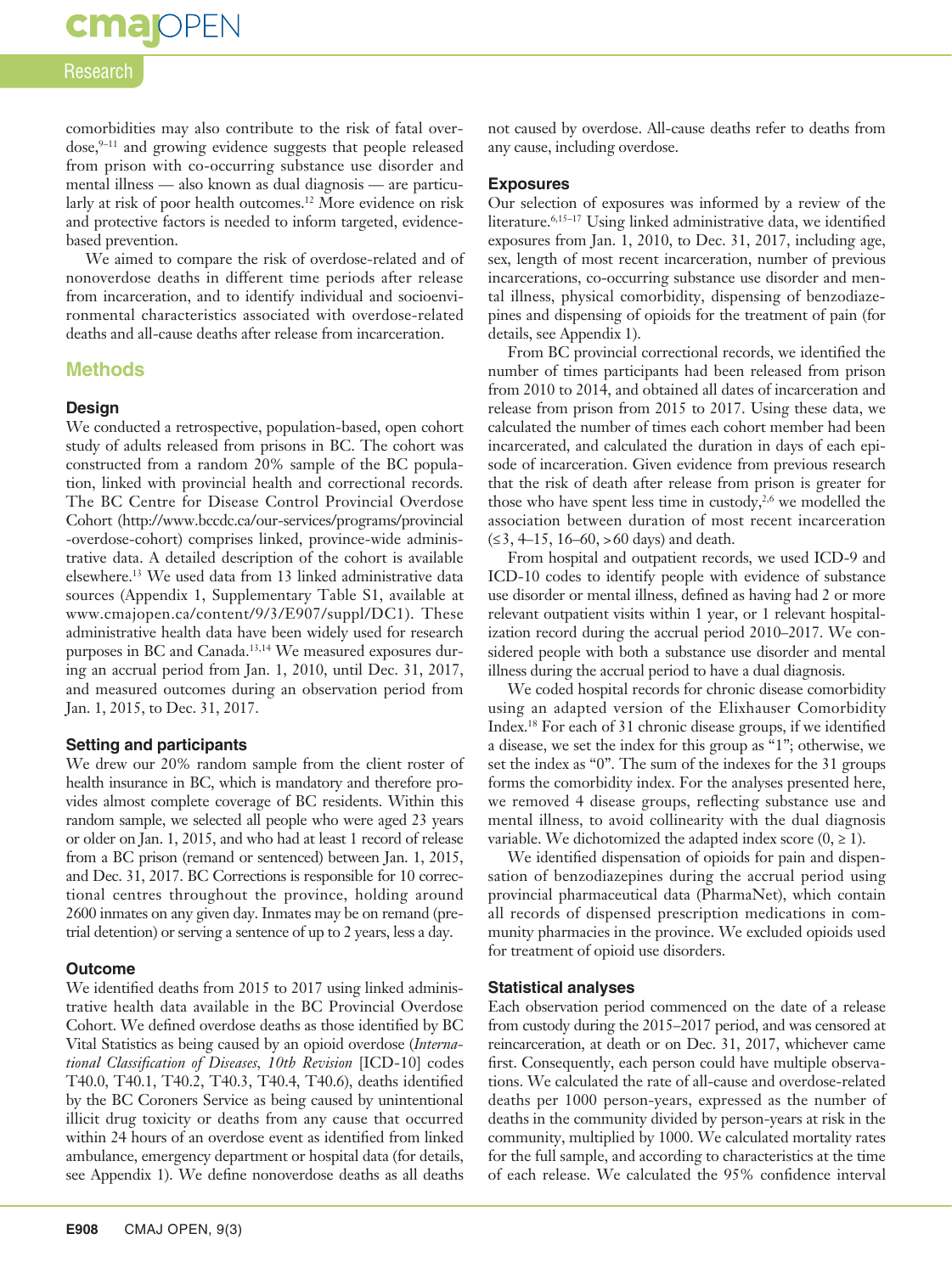comorbidities may also contribute to the risk of fatal overdose,[9–11] and growing evidence suggests that people released from prison with co-occurring substance use disorder and mental illness — also known as dual diagnosis — are particularly at risk of poor health outcomes.[12] More evidence on risk and protective factors is needed to inform targeted, evidence-based prevention.

We aimed to compare the risk of overdose-related and of nonoverdose deaths in different time periods after release from incarceration, and to identify individual and socioenvironmental characteristics associated with overdose-related deaths and all-cause deaths after release from incarceration.

## Methods

### Design

We conducted a retrospective, population-based, open cohort study of adults released from prisons in BC. The cohort was constructed from a random 20% sample of the BC population, linked with provincial health and correctional records. The BC Centre for Disease Control Provincial Overdose Cohort (http://www.bccdc.ca/our-services/programs/provincial-overdose-cohort) comprises linked, province-wide administrative data. A detailed description of the cohort is available elsewhere.[13] We used data from 13 linked administrative data sources (Appendix 1, Supplementary Table S1, available at www.cmajopen.ca/content/9/3/E907/suppl/DC1). These administrative health data have been widely used for research purposes in BC and Canada.[13,14] We measured exposures during an accrual period from Jan. 1, 2010, until Dec. 31, 2017, and measured outcomes during an observation period from Jan. 1, 2015, to Dec. 31, 2017.

### Setting and participants

We drew our 20% random sample from the client roster of health insurance in BC, which is mandatory and therefore provides almost complete coverage of BC residents. Within this random sample, we selected all people who were aged 23 years or older on Jan. 1, 2015, and who had at least 1 record of release from a BC prison (remand or sentenced) between Jan. 1, 2015, and Dec. 31, 2017. BC Corrections is responsible for 10 correctional centres throughout the province, holding around 2600 inmates on any given day. Inmates may be on remand (pretrial detention) or serving a sentence of up to 2 years, less a day.

### Outcome

We identified deaths from 2015 to 2017 using linked administrative health data available in the BC Provincial Overdose Cohort. We defined overdose deaths as those identified by BC Vital Statistics as being caused by an opioid overdose (*International Classification of Diseases, 10th Revision* [ICD-10] codes T40.0, T40.1, T40.2, T40.3, T40.4, T40.6), deaths identified by the BC Coroners Service as being caused by unintentional illicit drug toxicity or deaths from any cause that occurred within 24 hours of an overdose event as identified from linked ambulance, emergency department or hospital data (for details, see Appendix 1). We define nonoverdose deaths as all deaths not caused by overdose. All-cause deaths refer to deaths from any cause, including overdose.

### Exposures

Our selection of exposures was informed by a review of the literature.[6,15–17] Using linked administrative data, we identified exposures from Jan. 1, 2010, to Dec. 31, 2017, including age, sex, length of most recent incarceration, number of previous incarcerations, co-occurring substance use disorder and mental illness, physical comorbidity, dispensing of benzodiazepines and dispensing of opioids for the treatment of pain (for details, see Appendix 1).

From BC provincial correctional records, we identified the number of times participants had been released from prison from 2010 to 2014, and obtained all dates of incarceration and release from prison from 2015 to 2017. Using these data, we calculated the number of times each cohort member had been incarcerated, and calculated the duration in days of each episode of incarceration. Given evidence from previous research that the risk of death after release from prison is greater for those who have spent less time in custody,[2,6] we modelled the association between duration of most recent incarceration (≤ 3, 4–15, 16–60, > 60 days) and death.

From hospital and outpatient records, we used ICD-9 and ICD-10 codes to identify people with evidence of substance use disorder or mental illness, defined as having had 2 or more relevant outpatient visits within 1 year, or 1 relevant hospitalization record during the accrual period 2010–2017. We considered people with both a substance use disorder and mental illness during the accrual period to have a dual diagnosis.

We coded hospital records for chronic disease comorbidity using an adapted version of the Elixhauser Comorbidity Index.[18] For each of 31 chronic disease groups, if we identified a disease, we set the index for this group as "1"; otherwise, we set the index as "0". The sum of the indexes for the 31 groups forms the comorbidity index. For the analyses presented here, we removed 4 disease groups, reflecting substance use and mental illness, to avoid collinearity with the dual diagnosis variable. We dichotomized the adapted index score (0, ≥ 1).

We identified dispensation of opioids for pain and dispensation of benzodiazepines during the accrual period using provincial pharmaceutical data (PharmaNet), which contain all records of dispensed prescription medications in community pharmacies in the province. We excluded opioids used for treatment of opioid use disorders.

### Statistical analyses

Each observation period commenced on the date of a release from custody during the 2015–2017 period, and was censored at reincarceration, at death or on Dec. 31, 2017, whichever came first. Consequently, each person could have multiple observations. We calculated the rate of all-cause and overdose-related deaths per 1000 person-years, expressed as the number of deaths in the community divided by person-years at risk in the community, multiplied by 1000. We calculated mortality rates for the full sample, and according to characteristics at the time of each release. We calculated the 95% confidence interval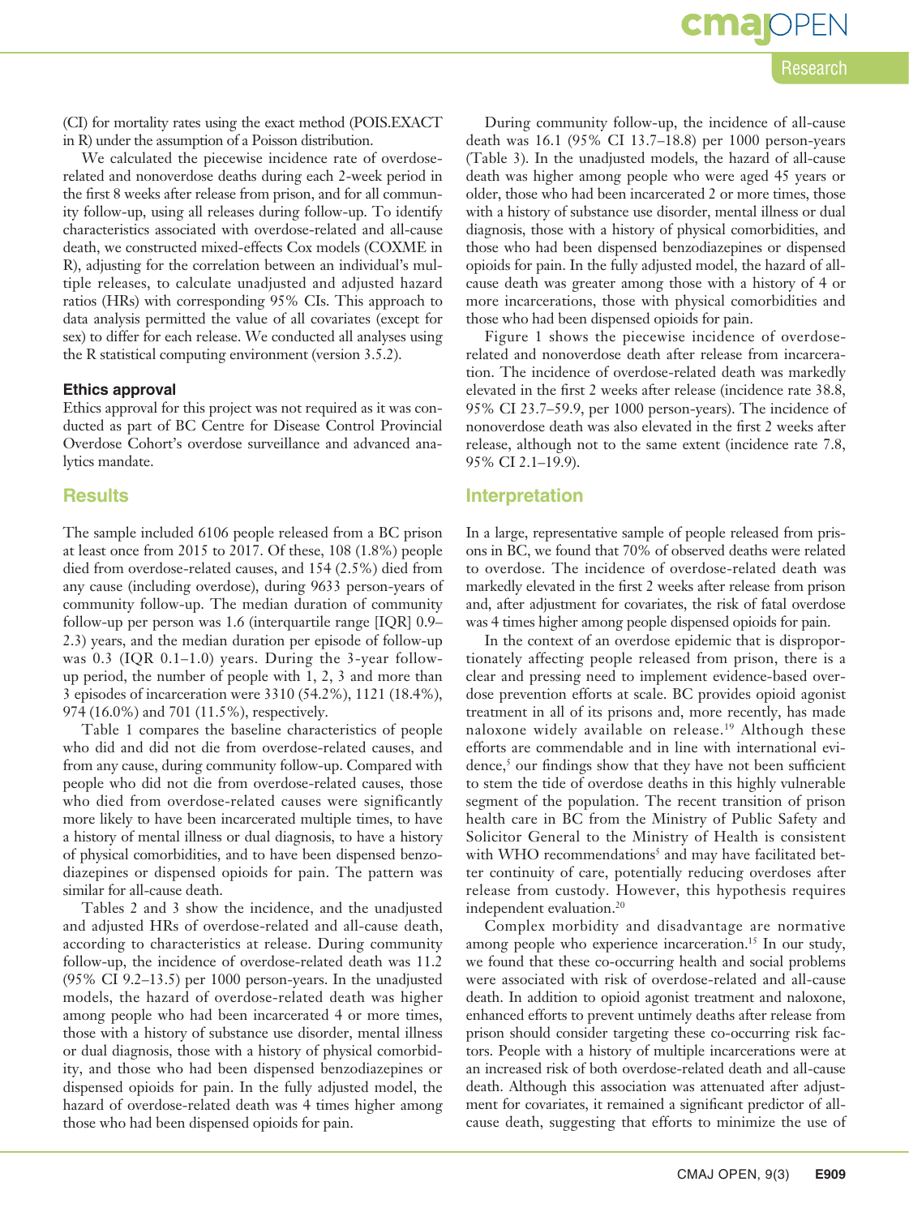(CI) for mortality rates using the exact method (POIS.EXACT in R) under the assumption of a Poisson distribution.

We calculated the piecewise incidence rate of overdose-related and nonoverdose deaths during each 2-week period in the first 8 weeks after release from prison, and for all community follow-up, using all releases during follow-up. To identify characteristics associated with overdose-related and all-cause death, we constructed mixed-effects Cox models (COXME in R), adjusting for the correlation between an individual's multiple releases, to calculate unadjusted and adjusted hazard ratios (HRs) with corresponding 95% CIs. This approach to data analysis permitted the value of all covariates (except for sex) to differ for each release. We conducted all analyses using the R statistical computing environment (version 3.5.2).

### Ethics approval

Ethics approval for this project was not required as it was conducted as part of BC Centre for Disease Control Provincial Overdose Cohort's overdose surveillance and advanced analytics mandate.

## Results

The sample included 6106 people released from a BC prison at least once from 2015 to 2017. Of these, 108 (1.8%) people died from overdose-related causes, and 154 (2.5%) died from any cause (including overdose), during 9633 person-years of community follow-up. The median duration of community follow-up per person was 1.6 (interquartile range [IQR] 0.9–2.3) years, and the median duration per episode of follow-up was 0.3 (IQR 0.1–1.0) years. During the 3-year follow-up period, the number of people with 1, 2, 3 and more than 3 episodes of incarceration were 3310 (54.2%), 1121 (18.4%), 974 (16.0%) and 701 (11.5%), respectively.

Table 1 compares the baseline characteristics of people who did and did not die from overdose-related causes, and from any cause, during community follow-up. Compared with people who did not die from overdose-related causes, those who died from overdose-related causes were significantly more likely to have been incarcerated multiple times, to have a history of mental illness or dual diagnosis, to have a history of physical comorbidities, and to have been dispensed benzodiazepines or dispensed opioids for pain. The pattern was similar for all-cause death.

Tables 2 and 3 show the incidence, and the unadjusted and adjusted HRs of overdose-related and all-cause death, according to characteristics at release. During community follow-up, the incidence of overdose-related death was 11.2 (95% CI 9.2–13.5) per 1000 person-years. In the unadjusted models, the hazard of overdose-related death was higher among people who had been incarcerated 4 or more times, those with a history of substance use disorder, mental illness or dual diagnosis, those with a history of physical comorbidity, and those who had been dispensed benzodiazepines or dispensed opioids for pain. In the fully adjusted model, the hazard of overdose-related death was 4 times higher among those who had been dispensed opioids for pain.

During community follow-up, the incidence of all-cause death was 16.1 (95% CI 13.7–18.8) per 1000 person-years (Table 3). In the unadjusted models, the hazard of all-cause death was higher among people who were aged 45 years or older, those who had been incarcerated 2 or more times, those with a history of substance use disorder, mental illness or dual diagnosis, those with a history of physical comorbidities, and those who had been dispensed benzodiazepines or dispensed opioids for pain. In the fully adjusted model, the hazard of all-cause death was greater among those with a history of 4 or more incarcerations, those with physical comorbidities and those who had been dispensed opioids for pain.

Figure 1 shows the piecewise incidence of overdose-related and nonoverdose death after release from incarceration. The incidence of overdose-related death was markedly elevated in the first 2 weeks after release (incidence rate 38.8, 95% CI 23.7–59.9, per 1000 person-years). The incidence of nonoverdose death was also elevated in the first 2 weeks after release, although not to the same extent (incidence rate 7.8, 95% CI 2.1–19.9).

## Interpretation

In a large, representative sample of people released from prisons in BC, we found that 70% of observed deaths were related to overdose. The incidence of overdose-related death was markedly elevated in the first 2 weeks after release from prison and, after adjustment for covariates, the risk of fatal overdose was 4 times higher among people dispensed opioids for pain.

In the context of an overdose epidemic that is disproportionately affecting people released from prison, there is a clear and pressing need to implement evidence-based overdose prevention efforts at scale. BC provides opioid agonist treatment in all of its prisons and, more recently, has made naloxone widely available on release.[19] Although these efforts are commendable and in line with international evidence,[5] our findings show that they have not been sufficient to stem the tide of overdose deaths in this highly vulnerable segment of the population. The recent transition of prison health care in BC from the Ministry of Public Safety and Solicitor General to the Ministry of Health is consistent with WHO recommendations[5] and may have facilitated better continuity of care, potentially reducing overdoses after release from custody. However, this hypothesis requires independent evaluation.[20]

Complex morbidity and disadvantage are normative among people who experience incarceration.[15] In our study, we found that these co-occurring health and social problems were associated with risk of overdose-related and all-cause death. In addition to opioid agonist treatment and naloxone, enhanced efforts to prevent untimely deaths after release from prison should consider targeting these co-occurring risk factors. People with a history of multiple incarcerations were at an increased risk of both overdose-related death and all-cause death. Although this association was attenuated after adjustment for covariates, it remained a significant predictor of all-cause death, suggesting that efforts to minimize the use of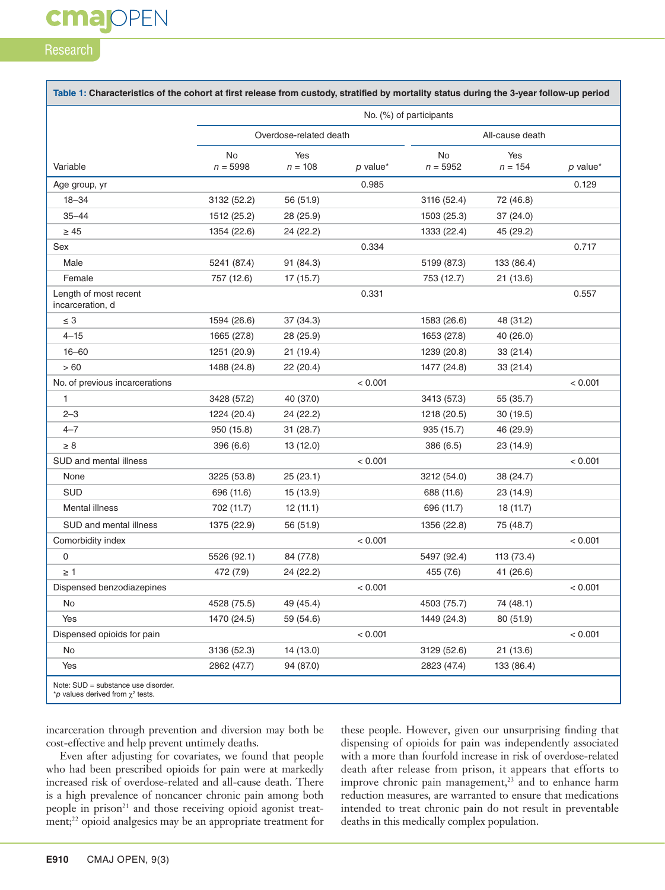**Table 1: Characteristics of the cohort at first release from custody, stratified by mortality status during the 3-year follow-up period**

| Variable | No. (%) of participants | | | | | |
|---|---|---|---|---|---|---|
| | Overdose-related death | | | All-cause death | | |
| | No $n$ = 5998 | Yes $n$ = 108 | $p$ value* | No $n$ = 5952 | Yes $n$ = 154 | $p$ value* |
| Age group, yr | | | 0.985 | | | 0.129 |
| 18–34 | 3132 (52.2) | 56 (51.9) | | 3116 (52.4) | 72 (46.8) | |
| 35–44 | 1512 (25.2) | 28 (25.9) | | 1503 (25.3) | 37 (24.0) | |
| ≥ 45 | 1354 (22.6) | 24 (22.2) | | 1333 (22.4) | 45 (29.2) | |
| Sex | | | 0.334 | | | 0.717 |
| Male | 5241 (87.4) | 91 (84.3) | | 5199 (87.3) | 133 (86.4) | |
| Female | 757 (12.6) | 17 (15.7) | | 753 (12.7) | 21 (13.6) | |
| Length of most recent incarceration, d | | | 0.331 | | | 0.557 |
| ≤ 3 | 1594 (26.6) | 37 (34.3) | | 1583 (26.6) | 48 (31.2) | |
| 4–15 | 1665 (27.8) | 28 (25.9) | | 1653 (27.8) | 40 (26.0) | |
| 16–60 | 1251 (20.9) | 21 (19.4) | | 1239 (20.8) | 33 (21.4) | |
| > 60 | 1488 (24.8) | 22 (20.4) | | 1477 (24.8) | 33 (21.4) | |
| No. of previous incarcerations | | | < 0.001 | | | < 0.001 |
| 1 | 3428 (57.2) | 40 (37.0) | | 3413 (57.3) | 55 (35.7) | |
| 2–3 | 1224 (20.4) | 24 (22.2) | | 1218 (20.5) | 30 (19.5) | |
| 4–7 | 950 (15.8) | 31 (28.7) | | 935 (15.7) | 46 (29.9) | |
| ≥ 8 | 396 (6.6) | 13 (12.0) | | 386 (6.5) | 23 (14.9) | |
| SUD and mental illness | | | < 0.001 | | | < 0.001 |
| None | 3225 (53.8) | 25 (23.1) | | 3212 (54.0) | 38 (24.7) | |
| SUD | 696 (11.6) | 15 (13.9) | | 688 (11.6) | 23 (14.9) | |
| Mental illness | 702 (11.7) | 12 (11.1) | | 696 (11.7) | 18 (11.7) | |
| SUD and mental illness | 1375 (22.9) | 56 (51.9) | | 1356 (22.8) | 75 (48.7) | |
| Comorbidity index | | | < 0.001 | | | < 0.001 |
| 0 | 5526 (92.1) | 84 (77.8) | | 5497 (92.4) | 113 (73.4) | |
| ≥ 1 | 472 (7.9) | 24 (22.2) | | 455 (7.6) | 41 (26.6) | |
| Dispensed benzodiazepines | | | < 0.001 | | | < 0.001 |
| No | 4528 (75.5) | 49 (45.4) | | 4503 (75.7) | 74 (48.1) | |
| Yes | 1470 (24.5) | 59 (54.6) | | 1449 (24.3) | 80 (51.9) | |
| Dispensed opioids for pain | | | < 0.001 | | | < 0.001 |
| No | 3136 (52.3) | 14 (13.0) | | 3129 (52.6) | 21 (13.6) | |
| Yes | 2862 (47.7) | 94 (87.0) | | 2823 (47.4) | 133 (86.4) | |

Note: SUD = substance use disorder.
*$p$ values derived from $\chi^2$ tests.

incarceration through prevention and diversion may both be cost-effective and help prevent untimely deaths.

Even after adjusting for covariates, we found that people who had been prescribed opioids for pain were at markedly increased risk of overdose-related and all-cause death. There is a high prevalence of noncancer chronic pain among both people in prison[21] and those receiving opioid agonist treatment;[22] opioid analgesics may be an appropriate treatment for these people. However, given our unsurprising finding that dispensing of opioids for pain was independently associated with a more than fourfold increase in risk of overdose-related death after release from prison, it appears that efforts to improve chronic pain management,[23] and to enhance harm reduction measures, are warranted to ensure that medications intended to treat chronic pain do not result in preventable deaths in this medically complex population.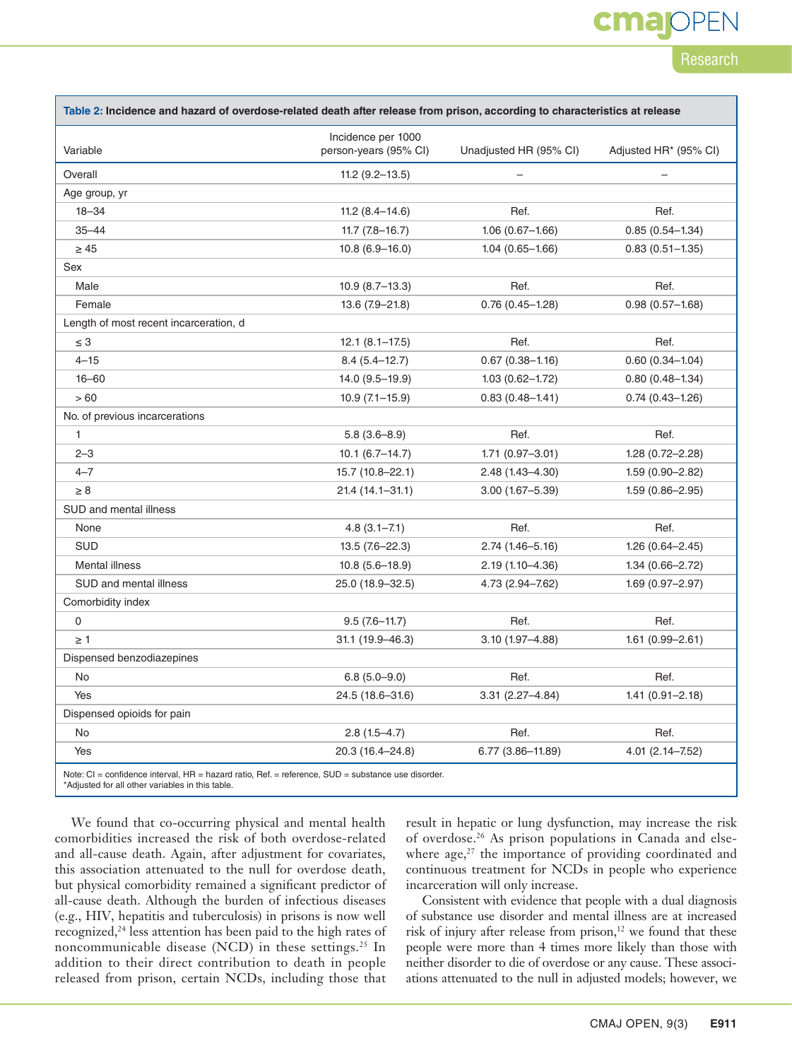**Table 2: Incidence and hazard of overdose-related death after release from prison, according to characteristics at release**

| Variable | Incidence per 1000 person-years (95% CI) | Unadjusted HR (95% CI) | Adjusted HR* (95% CI) |
|---|---|---|---|
| Overall | 11.2 (9.2–13.5) | – | – |
| Age group, yr | | | |
| 18–34 | 11.2 (8.4–14.6) | Ref. | Ref. |
| 35–44 | 11.7 (7.8–16.7) | 1.06 (0.67–1.66) | 0.85 (0.54–1.34) |
| ≥ 45 | 10.8 (6.9–16.0) | 1.04 (0.65–1.66) | 0.83 (0.51–1.35) |
| Sex | | | |
| Male | 10.9 (8.7–13.3) | Ref. | Ref. |
| Female | 13.6 (7.9–21.8) | 0.76 (0.45–1.28) | 0.98 (0.57–1.68) |
| Length of most recent incarceration, d | | | |
| ≤ 3 | 12.1 (8.1–17.5) | Ref. | Ref. |
| 4–15 | 8.4 (5.4–12.7) | 0.67 (0.38–1.16) | 0.60 (0.34–1.04) |
| 16–60 | 14.0 (9.5–19.9) | 1.03 (0.62–1.72) | 0.80 (0.48–1.34) |
| > 60 | 10.9 (7.1–15.9) | 0.83 (0.48–1.41) | 0.74 (0.43–1.26) |
| No. of previous incarcerations | | | |
| 1 | 5.8 (3.6–8.9) | Ref. | Ref. |
| 2–3 | 10.1 (6.7–14.7) | 1.71 (0.97–3.01) | 1.28 (0.72–2.28) |
| 4–7 | 15.7 (10.8–22.1) | 2.48 (1.43–4.30) | 1.59 (0.90–2.82) |
| ≥ 8 | 21.4 (14.1–31.1) | 3.00 (1.67–5.39) | 1.59 (0.86–2.95) |
| SUD and mental illness | | | |
| None | 4.8 (3.1–7.1) | Ref. | Ref. |
| SUD | 13.5 (7.6–22.3) | 2.74 (1.46–5.16) | 1.26 (0.64–2.45) |
| Mental illness | 10.8 (5.6–18.9) | 2.19 (1.10–4.36) | 1.34 (0.66–2.72) |
| SUD and mental illness | 25.0 (18.9–32.5) | 4.73 (2.94–7.62) | 1.69 (0.97–2.97) |
| Comorbidity index | | | |
| 0 | 9.5 (7.6–11.7) | Ref. | Ref. |
| ≥ 1 | 31.1 (19.9–46.3) | 3.10 (1.97–4.88) | 1.61 (0.99–2.61) |
| Dispensed benzodiazepines | | | |
| No | 6.8 (5.0–9.0) | Ref. | Ref. |
| Yes | 24.5 (18.6–31.6) | 3.31 (2.27–4.84) | 1.41 (0.91–2.18) |
| Dispensed opioids for pain | | | |
| No | 2.8 (1.5–4.7) | Ref. | Ref. |
| Yes | 20.3 (16.4–24.8) | 6.77 (3.86–11.89) | 4.01 (2.14–7.52) |

Note: CI = confidence interval, HR = hazard ratio, Ref. = reference, SUD = substance use disorder.
*Adjusted for all other variables in this table.

We found that co-occurring physical and mental health comorbidities increased the risk of both overdose-related and all-cause death. Again, after adjustment for covariates, this association attenuated to the null for overdose death, but physical comorbidity remained a significant predictor of all-cause death. Although the burden of infectious diseases (e.g., HIV, hepatitis and tuberculosis) in prisons is now well recognized,[24] less attention has been paid to the high rates of noncommunicable disease (NCD) in these settings.[25] In addition to their direct contribution to death in people released from prison, certain NCDs, including those that result in hepatic or lung dysfunction, may increase the risk of overdose.[26] As prison populations in Canada and elsewhere age,[27] the importance of providing coordinated and continuous treatment for NCDs in people who experience incarceration will only increase.

Consistent with evidence that people with a dual diagnosis of substance use disorder and mental illness are at increased risk of injury after release from prison,[12] we found that these people were more than 4 times more likely than those with neither disorder to die of overdose or any cause. These associations attenuated to the null in adjusted models; however, we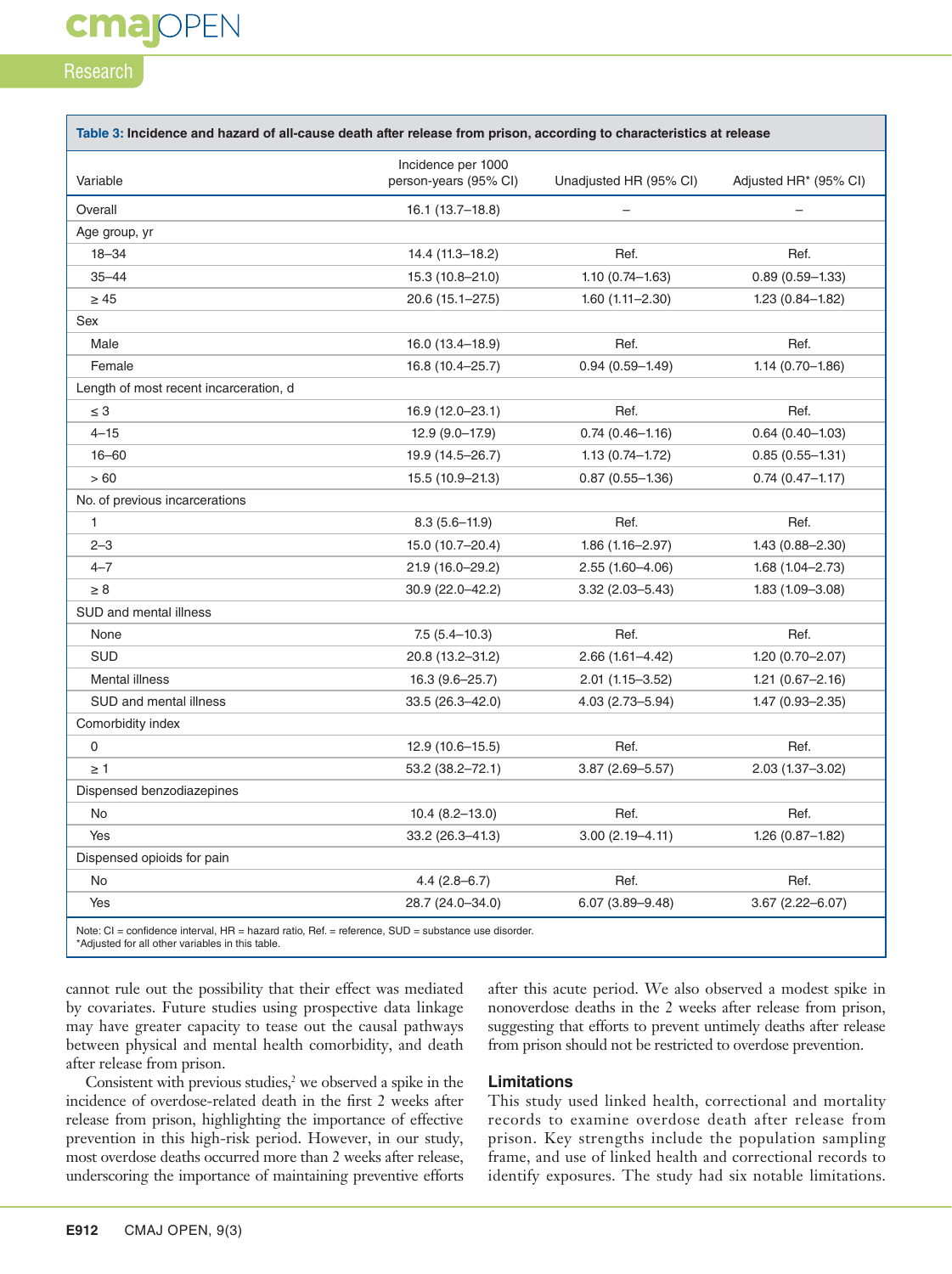**Table 3: Incidence and hazard of all-cause death after release from prison, according to characteristics at release**

| Variable | Incidence per 1000 person-years (95% CI) | Unadjusted HR (95% CI) | Adjusted HR* (95% CI) |
|---|---|---|---|
| Overall | 16.1 (13.7–18.8) | – | – |
| Age group, yr | | | |
| 18–34 | 14.4 (11.3–18.2) | Ref. | Ref. |
| 35–44 | 15.3 (10.8–21.0) | 1.10 (0.74–1.63) | 0.89 (0.59–1.33) |
| ≥ 45 | 20.6 (15.1–27.5) | 1.60 (1.11–2.30) | 1.23 (0.84–1.82) |
| Sex | | | |
| Male | 16.0 (13.4–18.9) | Ref. | Ref. |
| Female | 16.8 (10.4–25.7) | 0.94 (0.59–1.49) | 1.14 (0.70–1.86) |
| Length of most recent incarceration, d | | | |
| ≤ 3 | 16.9 (12.0–23.1) | Ref. | Ref. |
| 4–15 | 12.9 (9.0–17.9) | 0.74 (0.46–1.16) | 0.64 (0.40–1.03) |
| 16–60 | 19.9 (14.5–26.7) | 1.13 (0.74–1.72) | 0.85 (0.55–1.31) |
| > 60 | 15.5 (10.9–21.3) | 0.87 (0.55–1.36) | 0.74 (0.47–1.17) |
| No. of previous incarcerations | | | |
| 1 | 8.3 (5.6–11.9) | Ref. | Ref. |
| 2–3 | 15.0 (10.7–20.4) | 1.86 (1.16–2.97) | 1.43 (0.88–2.30) |
| 4–7 | 21.9 (16.0–29.2) | 2.55 (1.60–4.06) | 1.68 (1.04–2.73) |
| ≥ 8 | 30.9 (22.0–42.2) | 3.32 (2.03–5.43) | 1.83 (1.09–3.08) |
| SUD and mental illness | | | |
| None | 7.5 (5.4–10.3) | Ref. | Ref. |
| SUD | 20.8 (13.2–31.2) | 2.66 (1.61–4.42) | 1.20 (0.70–2.07) |
| Mental illness | 16.3 (9.6–25.7) | 2.01 (1.15–3.52) | 1.21 (0.67–2.16) |
| SUD and mental illness | 33.5 (26.3–42.0) | 4.03 (2.73–5.94) | 1.47 (0.93–2.35) |
| Comorbidity index | | | |
| 0 | 12.9 (10.6–15.5) | Ref. | Ref. |
| ≥ 1 | 53.2 (38.2–72.1) | 3.87 (2.69–5.57) | 2.03 (1.37–3.02) |
| Dispensed benzodiazepines | | | |
| No | 10.4 (8.2–13.0) | Ref. | Ref. |
| Yes | 33.2 (26.3–41.3) | 3.00 (2.19–4.11) | 1.26 (0.87–1.82) |
| Dispensed opioids for pain | | | |
| No | 4.4 (2.8–6.7) | Ref. | Ref. |
| Yes | 28.7 (24.0–34.0) | 6.07 (3.89–9.48) | 3.67 (2.22–6.07) |

Note: CI = confidence interval, HR = hazard ratio, Ref. = reference, SUD = substance use disorder.
*Adjusted for all other variables in this table.

cannot rule out the possibility that their effect was mediated by covariates. Future studies using prospective data linkage may have greater capacity to tease out the causal pathways between physical and mental health comorbidity, and death after release from prison.

Consistent with previous studies,[2] we observed a spike in the incidence of overdose-related death in the first 2 weeks after release from prison, highlighting the importance of effective prevention in this high-risk period. However, in our study, most overdose deaths occurred more than 2 weeks after release, underscoring the importance of maintaining preventive efforts after this acute period. We also observed a modest spike in nonoverdose deaths in the 2 weeks after release from prison, suggesting that efforts to prevent untimely deaths after release from prison should not be restricted to overdose prevention.

### Limitations

This study used linked health, correctional and mortality records to examine overdose death after release from prison. Key strengths include the population sampling frame, and use of linked health and correctional records to identify exposures. The study had six notable limitations.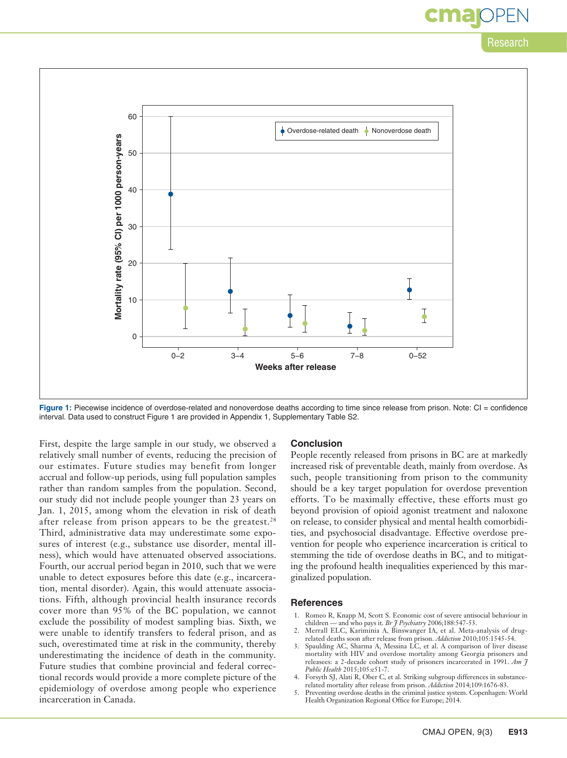Figure 1: Piecewise incidence of overdose-related and nonoverdose deaths according to time since release from prison. Note: CI = confidence interval. Data used to construct Figure 1 are provided in Appendix 1, Supplementary Table S2.

First, despite the large sample in our study, we observed a relatively small number of events, reducing the precision of our estimates. Future studies may benefit from longer accrual and follow-up periods, using full population samples rather than random samples from the population. Second, our study did not include people younger than 23 years on Jan. 1, 2015, among whom the elevation in risk of death after release from prison appears to be the greatest.[28] Third, administrative data may underestimate some exposures of interest (e.g., substance use disorder, mental illness), which would have attenuated observed associations. Fourth, our accrual period began in 2010, such that we were unable to detect exposures before this date (e.g., incarceration, mental disorder). Again, this would attenuate associations. Fifth, although provincial health insurance records cover more than 95% of the BC population, we cannot exclude the possibility of modest sampling bias. Sixth, we were unable to identify transfers to federal prison, and as such, overestimated time at risk in the community, thereby underestimating the incidence of death in the community. Future studies that combine provincial and federal correctional records would provide a more complete picture of the epidemiology of overdose among people who experience incarceration in Canada.

## Conclusion

People recently released from prisons in BC are at markedly increased risk of preventable death, mainly from overdose. As such, people transitioning from prison to the community should be a key target population for overdose prevention efforts. To be maximally effective, these efforts must go beyond provision of opioid agonist treatment and naloxone on release, to consider physical and mental health comorbidities, and psychosocial disadvantage. Effective overdose prevention for people who experience incarceration is critical to stemming the tide of overdose deaths in BC, and to mitigating the profound health inequalities experienced by this marginalized population.

## References

1. Romeo R, Knapp M, Scott S. Economic cost of severe antisocial behaviour in children — and who pays it. *Br J Psychiatry* 2006;188:547-53.
2. Merrall ELC, Kariminia A, Binswanger IA, et al. Meta-analysis of drug-related deaths soon after release from prison. *Addiction* 2010;105:1545-54.
3. Spaulding AC, Sharma A, Messina LC, et al. A comparison of liver disease mortality with HIV and overdose mortality among Georgia prisoners and releasees: a 2-decade cohort study of prisoners incarcerated in 1991. *Am J Public Health* 2015;105:e51-7.
4. Forsyth SJ, Alati R, Ober C, et al. Striking subgroup differences in substance-related mortality after release from prison. *Addiction* 2014;109:1676-83.
5. Preventing overdose deaths in the criminal justice system. Copenhagen: World Health Organization Regional Office for Europe; 2014.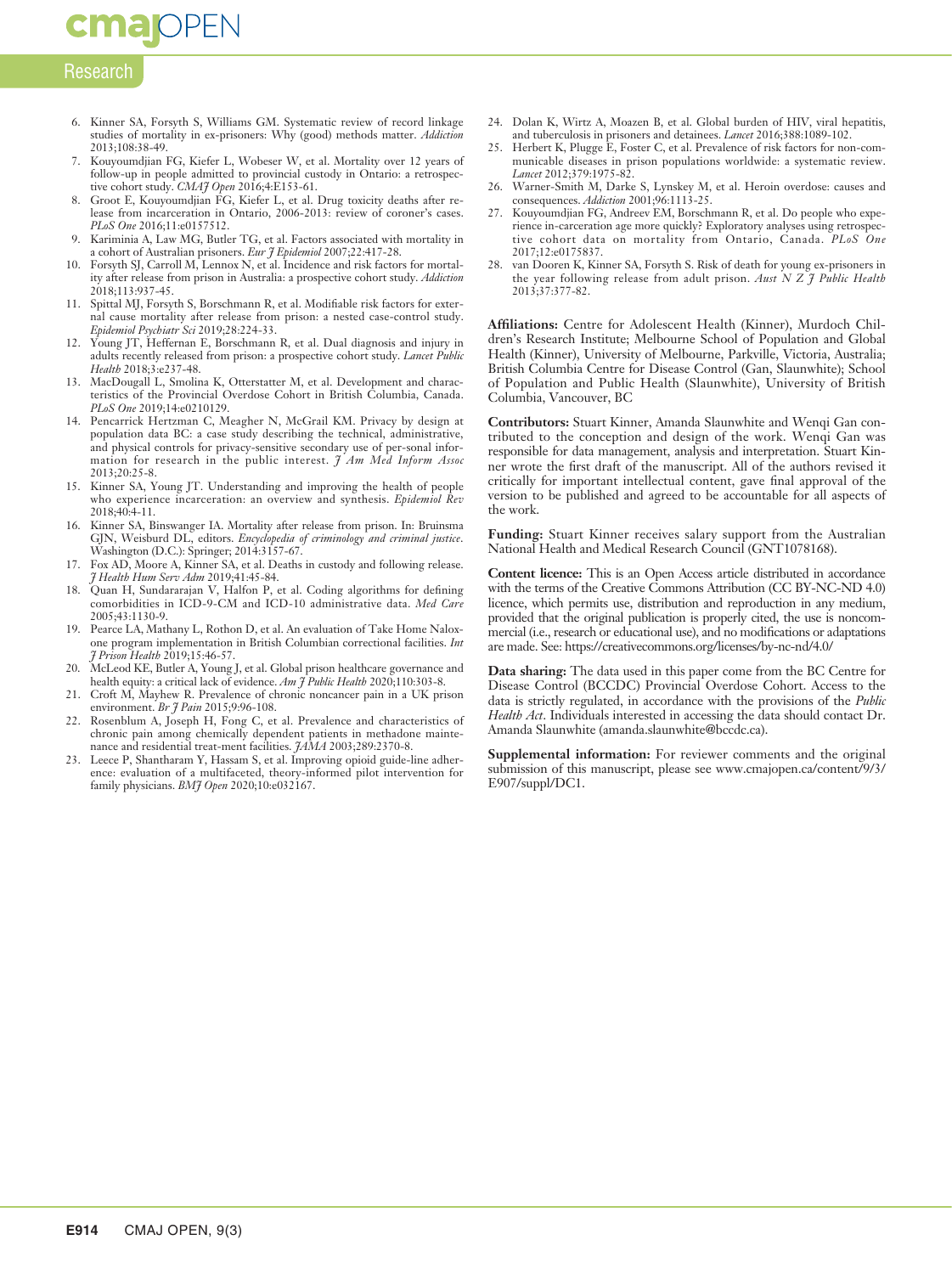6. Kinner SA, Forsyth S, Williams GM. Systematic review of record linkage studies of mortality in ex-prisoners: Why (good) methods matter. *Addiction* 2013;108:38-49.
7. Kouyoumdjian FG, Kiefer L, Wobeser W, et al. Mortality over 12 years of follow-up in people admitted to provincial custody in Ontario: a retrospective cohort study. *CMAJ Open* 2016;4:E153-61.
8. Groot E, Kouyoumdjian FG, Kiefer L, et al. Drug toxicity deaths after release from incarceration in Ontario, 2006-2013: review of coroner's cases. *PLoS One* 2016;11:e0157512.
9. Kariminia A, Law MG, Butler TG, et al. Factors associated with mortality in a cohort of Australian prisoners. *Eur J Epidemiol* 2007;22:417-28.
10. Forsyth SJ, Carroll M, Lennox N, et al. Incidence and risk factors for mortality after release from prison in Australia: a prospective cohort study. *Addiction* 2018;113:937-45.
11. Spittal MJ, Forsyth S, Borschmann R, et al. Modifiable risk factors for external cause mortality after release from prison: a nested case-control study. *Epidemiol Psychiatr Sci* 2019;28:224-33.
12. Young JT, Heffernan E, Borschmann R, et al. Dual diagnosis and injury in adults recently released from prison: a prospective cohort study. *Lancet Public Health* 2018;3:e237-48.
13. MacDougall L, Smolina K, Otterstatter M, et al. Development and characteristics of the Provincial Overdose Cohort in British Columbia, Canada. *PLoS One* 2019;14:e0210129.
14. Pencarrick Hertzman C, Meagher N, McGrail KM. Privacy by design at population data BC: a case study describing the technical, administrative, and physical controls for privacy-sensitive secondary use of per-sonal information for research in the public interest. *J Am Med Inform Assoc* 2013;20:25-8.
15. Kinner SA, Young JT. Understanding and improving the health of people who experience incarceration: an overview and synthesis. *Epidemiol Rev* 2018;40:4-11.
16. Kinner SA, Binswanger IA. Mortality after release from prison. In: Bruinsma GJN, Weisburd DL, editors. *Encyclopedia of criminology and criminal justice*. Washington (D.C.): Springer; 2014:3157-67.
17. Fox AD, Moore A, Kinner SA, et al. Deaths in custody and following release. *J Health Hum Serv Adm* 2019;41:45-84.
18. Quan H, Sundararajan V, Halfon P, et al. Coding algorithms for defining comorbidities in ICD-9-CM and ICD-10 administrative data. *Med Care* 2005;43:1130-9.
19. Pearce LA, Mathany L, Rothon D, et al. An evaluation of Take Home Naloxone program implementation in British Columbian correctional facilities. *Int J Prison Health* 2019;15:46-57.
20. McLeod KE, Butler A, Young J, et al. Global prison healthcare governance and health equity: a critical lack of evidence. *Am J Public Health* 2020;110:303-8.
21. Croft M, Mayhew R. Prevalence of chronic noncancer pain in a UK prison environment. *Br J Pain* 2015;9:96-108.
22. Rosenblum A, Joseph H, Fong C, et al. Prevalence and characteristics of chronic pain among chemically dependent patients in methadone maintenance and residential treat-ment facilities. *JAMA* 2003;289:2370-8.
23. Leece P, Shantharam Y, Hassam S, et al. Improving opioid guide-line adherence: evaluation of a multifaceted, theory-informed pilot intervention for family physicians. *BMJ Open* 2020;10:e032167.
24. Dolan K, Wirtz A, Moazen B, et al. Global burden of HIV, viral hepatitis, and tuberculosis in prisoners and detainees. *Lancet* 2016;388:1089-102.
25. Herbert K, Plugge E, Foster C, et al. Prevalence of risk factors for non-communicable diseases in prison populations worldwide: a systematic review. *Lancet* 2012;379:1975-82.
26. Warner-Smith M, Darke S, Lynskey M, et al. Heroin overdose: causes and consequences. *Addiction* 2001;96:1113-25.
27. Kouyoumdjian FG, Andreev EM, Borschmann R, et al. Do people who experience in-carceration age more quickly? Exploratory analyses using retrospective cohort data on mortality from Ontario, Canada. *PLoS One* 2017;12:e0175837.
28. van Dooren K, Kinner SA, Forsyth S. Risk of death for young ex-prisoners in the year following release from adult prison. *Aust N Z J Public Health* 2013;37:377-82.

**Affiliations:** Centre for Adolescent Health (Kinner), Murdoch Children's Research Institute; Melbourne School of Population and Global Health (Kinner), University of Melbourne, Parkville, Victoria, Australia; British Columbia Centre for Disease Control (Gan, Slaunwhite); School of Population and Public Health (Slaunwhite), University of British Columbia, Vancouver, BC

**Contributors:** Stuart Kinner, Amanda Slaunwhite and Wenqi Gan contributed to the conception and design of the work. Wenqi Gan was responsible for data management, analysis and interpretation. Stuart Kinner wrote the first draft of the manuscript. All of the authors revised it critically for important intellectual content, gave final approval of the version to be published and agreed to be accountable for all aspects of the work.

**Funding:** Stuart Kinner receives salary support from the Australian National Health and Medical Research Council (GNT1078168).

**Content licence:** This is an Open Access article distributed in accordance with the terms of the Creative Commons Attribution (CC BY-NC-ND 4.0) licence, which permits use, distribution and reproduction in any medium, provided that the original publication is properly cited, the use is noncommercial (i.e., research or educational use), and no modifications or adaptations are made. See: https://creativecommons.org/licenses/by-nc-nd/4.0/

**Data sharing:** The data used in this paper come from the BC Centre for Disease Control (BCCDC) Provincial Overdose Cohort. Access to the data is strictly regulated, in accordance with the provisions of the *Public Health Act*. Individuals interested in accessing the data should contact Dr. Amanda Slaunwhite (amanda.slaunwhite@bccdc.ca).

**Supplemental information:** For reviewer comments and the original submission of this manuscript, please see www.cmajopen.ca/content/9/3/E907/suppl/DC1.